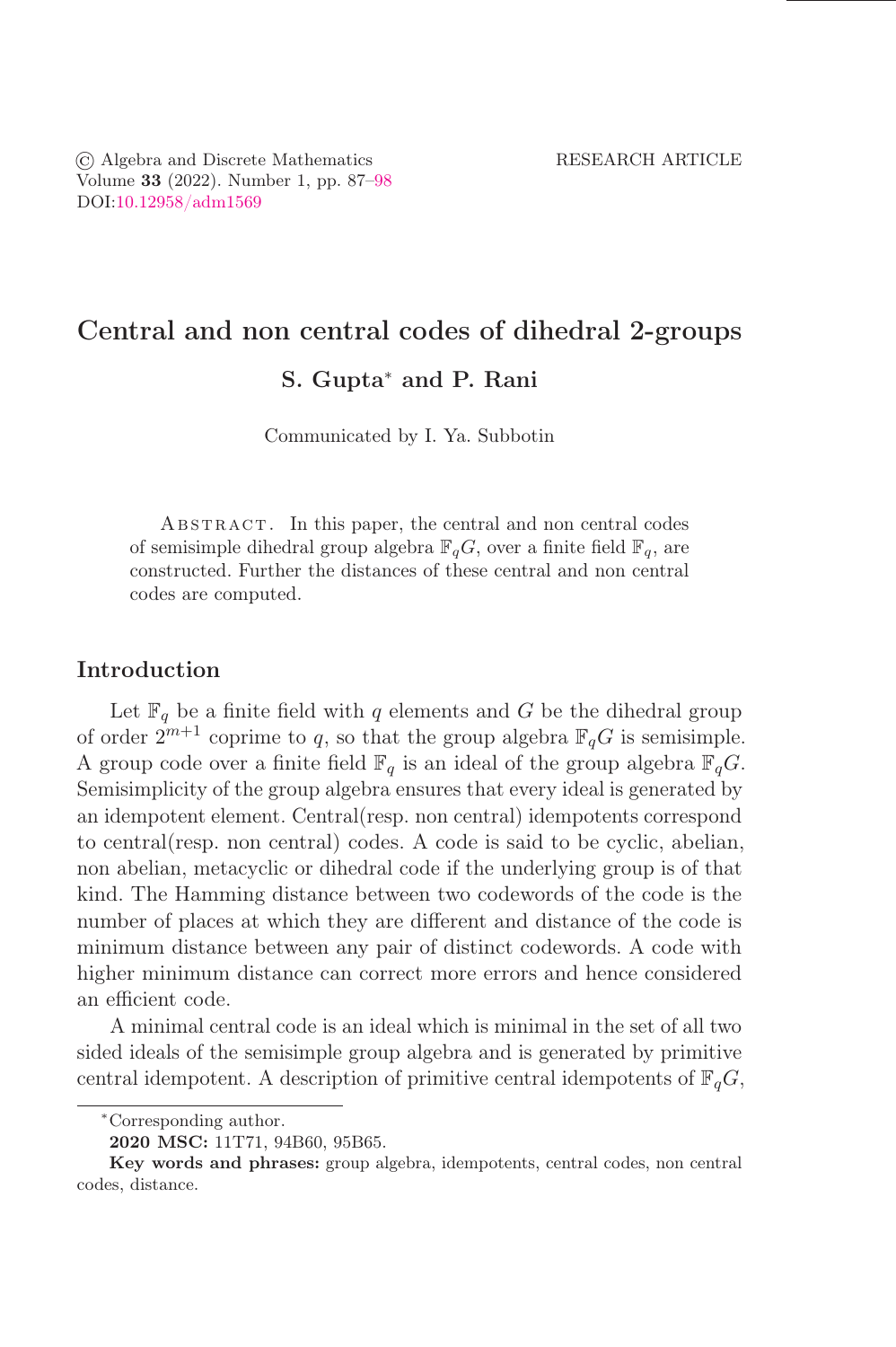© Algebra and Discrete Mathematics
Volume **33** (2022). Number 1, pp. 87–98
DOI:10.12958/adm1569

RESEARCH ARTICLE

# Central and non central codes of dihedral 2-groups

**S. Gupta*** **and P. Rani**

Communicated by I. Ya. Subbotin

Abstract. In this paper, the central and non central codes of semisimple dihedral group algebra $\mathbb{F}_qG$, over a finite field $\mathbb{F}_q$, are constructed. Further the distances of these central and non central codes are computed.

## Introduction

Let $\mathbb{F}_q$ be a finite field with $q$ elements and $G$ be the dihedral group of order $2^{m+1}$ coprime to $q$, so that the group algebra $\mathbb{F}_qG$ is semisimple. A group code over a finite field $\mathbb{F}_q$ is an ideal of the group algebra $\mathbb{F}_qG$. Semisimplicity of the group algebra ensures that every ideal is generated by an idempotent element. Central(resp. non central) idempotents correspond to central(resp. non central) codes. A code is said to be cyclic, abelian, non abelian, metacyclic or dihedral code if the underlying group is of that kind. The Hamming distance between two codewords of the code is the number of places at which they are different and distance of the code is minimum distance between any pair of distinct codewords. A code with higher minimum distance can correct more errors and hence considered an efficient code.

A minimal central code is an ideal which is minimal in the set of all two sided ideals of the semisimple group algebra and is generated by primitive central idempotent. A description of primitive central idempotents of $\mathbb{F}_qG$,

*Corresponding author.

**2020 MSC:** 11T71, 94B60, 95B65.

**Key words and phrases:** group algebra, idempotents, central codes, non central codes, distance.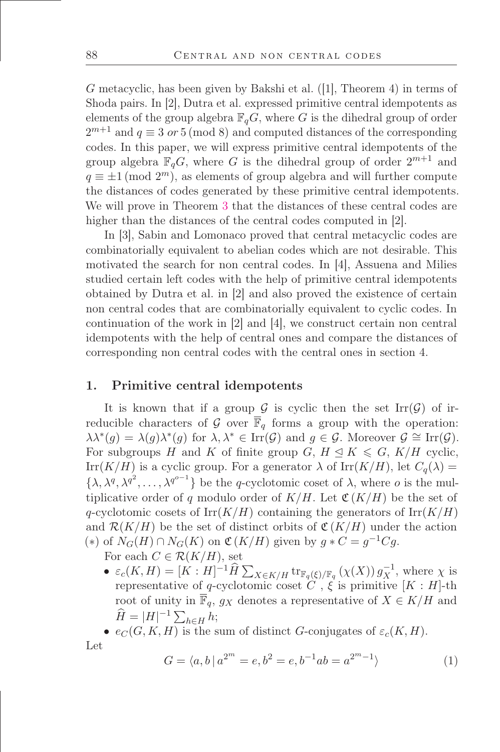$G$ metacyclic, has been given by Bakshi et al. ([1], Theorem 4) in terms of Shoda pairs. In [2], Dutra et al. expressed primitive central idempotents as elements of the group algebra $\mathbb{F}_qG$, where $G$ is the dihedral group of order $2^{m+1}$ and $q \equiv 3$ *or* $5 \pmod 8$ and computed distances of the corresponding codes. In this paper, we will express primitive central idempotents of the group algebra $\mathbb{F}_qG$, where $G$ is the dihedral group of order $2^{m+1}$ and $q \equiv \pm 1 \pmod{2^m}$, as elements of group algebra and will further compute the distances of codes generated by these primitive central idempotents. We will prove in Theorem 3 that the distances of these central codes are higher than the distances of the central codes computed in [2].

In [3], Sabin and Lomonaco proved that central metacyclic codes are combinatorially equivalent to abelian codes which are not desirable. This motivated the search for non central codes. In [4], Assuena and Milies studied certain left codes with the help of primitive central idempotents obtained by Dutra et al. in [2] and also proved the existence of certain non central codes that are combinatorially equivalent to cyclic codes. In continuation of the work in [2] and [4], we construct certain non central idempotents with the help of central ones and compare the distances of corresponding non central codes with the central ones in section 4.

## 1. Primitive central idempotents

It is known that if a group $\mathcal{G}$ is cyclic then the set $\mathrm{Irr}(\mathcal{G})$ of irreducible characters of $\mathcal{G}$ over $\overline{\mathbb{F}}_q$ forms a group with the operation: $\lambda\lambda^*(g) = \lambda(g)\lambda^*(g)$ for $\lambda, \lambda^* \in \mathrm{Irr}(\mathcal{G})$ and $g \in \mathcal{G}$. Moreover $\mathcal{G} \cong \mathrm{Irr}(\mathcal{G})$. For subgroups $H$ and $K$ of finite group $G$, $H \trianglelefteq K \leqslant G$, $K/H$ cyclic, $\mathrm{Irr}(K/H)$ is a cyclic group. For a generator $\lambda$ of $\mathrm{Irr}(K/H)$, let $C_q(\lambda) = \{\lambda, \lambda^q, \lambda^{q^2}, \ldots, \lambda^{q^{o-1}}\}$ be the $q$-cyclotomic coset of $\lambda$, where $o$ is the multiplicative order of $q$ modulo order of $K/H$. Let $\mathfrak{C}(K/H)$ be the set of $q$-cyclotomic cosets of $\mathrm{Irr}(K/H)$ containing the generators of $\mathrm{Irr}(K/H)$ and $\mathcal{R}(K/H)$ be the set of distinct orbits of $\mathfrak{C}(K/H)$ under the action $(*)$ of $N_G(H) \cap N_G(K)$ on $\mathfrak{C}(K/H)$ given by $g * C = g^{-1}Cg$.

For each $C \in \mathcal{R}(K/H)$, set

- $\varepsilon_c(K, H) = [K : H]^{-1}\widehat{H}\sum_{X \in K/H} \mathrm{tr}_{\mathbb{F}_q(\xi)/\mathbb{F}_q}(\chi(X))\, g_X^{-1}$, where $\chi$ is representative of $q$-cyclotomic coset $C$ , $\xi$ is primitive $[K : H]$-th root of unity in $\overline{\mathbb{F}}_q$, $g_X$ denotes a representative of $X \in K/H$ and $\widehat{H} = |H|^{-1}\sum_{h \in H} h$;
- $e_C(G, K, H)$ is the sum of distinct $G$-conjugates of $\varepsilon_c(K, H)$.

Let

$$G = \langle a, b \,|\, a^{2^m} = e, b^2 = e, b^{-1}ab = a^{2^m-1} \rangle \tag{1}$$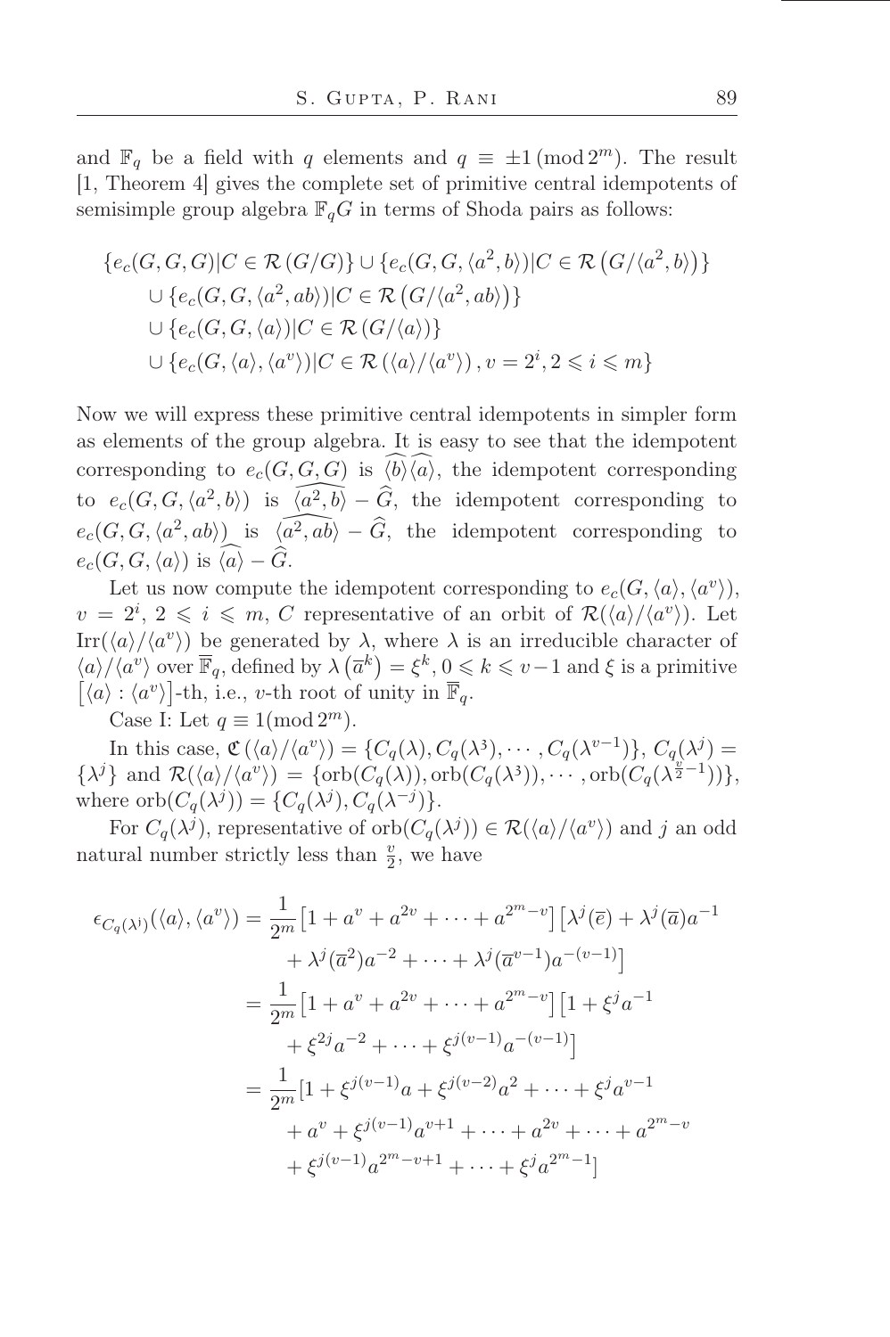and $\mathbb{F}_q$ be a field with $q$ elements and $q \equiv \pm 1 \pmod{2^m}$. The result [1, Theorem 4] gives the complete set of primitive central idempotents of semisimple group algebra $\mathbb{F}_q G$ in terms of Shoda pairs as follows:

$$
\begin{aligned}
&\{e_c(G,G,G) | C \in \mathcal{R}(G/G)\} \cup \{e_c(G,G,\langle a^2, b\rangle) | C \in \mathcal{R}(G/\langle a^2, b\rangle)\} \\
&\quad \cup \{e_c(G,G,\langle a^2, ab\rangle) | C \in \mathcal{R}(G/\langle a^2, ab\rangle)\} \\
&\quad \cup \{e_c(G,G,\langle a\rangle) | C \in \mathcal{R}(G/\langle a\rangle)\} \\
&\quad \cup \{e_c(G,\langle a\rangle,\langle a^v\rangle) | C \in \mathcal{R}(\langle a\rangle/\langle a^v\rangle), v = 2^i, 2 \leqslant i \leqslant m\}
\end{aligned}
$$

Now we will express these primitive central idempotents in simpler form as elements of the group algebra. It is easy to see that the idempotent corresponding to $e_c(G,G,G)$ is $\widehat{\langle b\rangle}\widehat{\langle a\rangle}$, the idempotent corresponding to $e_c(G,G,\langle a^2, b\rangle)$ is $\widehat{\langle a^2, b\rangle} - \widehat{G}$, the idempotent corresponding to $e_c(G,G,\langle a^2, ab\rangle)$ is $\widehat{\langle a^2, ab\rangle} - \widehat{G}$, the idempotent corresponding to $e_c(G,G,\langle a\rangle)$ is $\widehat{\langle a\rangle} - \widehat{G}$.

Let us now compute the idempotent corresponding to $e_c(G,\langle a\rangle,\langle a^v\rangle)$, $v = 2^i$, $2 \leqslant i \leqslant m$, $C$ representative of an orbit of $\mathcal{R}(\langle a\rangle/\langle a^v\rangle)$. Let $\mathrm{Irr}(\langle a\rangle/\langle a^v\rangle)$ be generated by $\lambda$, where $\lambda$ is an irreducible character of $\langle a\rangle/\langle a^v\rangle$ over $\overline{\mathbb{F}}_q$, defined by $\lambda(\overline{a}^k) = \xi^k$, $0 \leqslant k \leqslant v-1$ and $\xi$ is a primitive $[\langle a\rangle : \langle a^v\rangle]$-th, i.e., $v$-th root of unity in $\overline{\mathbb{F}}_q$.

Case I: Let $q \equiv 1 \pmod{2^m}$.

In this case, $\mathfrak{C}(\langle a\rangle/\langle a^v\rangle) = \{C_q(\lambda), C_q(\lambda^3), \cdots, C_q(\lambda^{v-1})\}$, $C_q(\lambda^j) = \{\lambda^j\}$ and $\mathcal{R}(\langle a\rangle/\langle a^v\rangle) = \{\mathrm{orb}(C_q(\lambda)), \mathrm{orb}(C_q(\lambda^3)), \cdots, \mathrm{orb}(C_q(\lambda^{\frac{v}{2}-1}))\}$, where $\mathrm{orb}(C_q(\lambda^j)) = \{C_q(\lambda^j), C_q(\lambda^{-j})\}$.

For $C_q(\lambda^j)$, representative of $\mathrm{orb}(C_q(\lambda^j)) \in \mathcal{R}(\langle a\rangle/\langle a^v\rangle)$ and $j$ an odd natural number strictly less than $\frac{v}{2}$, we have

$$
\begin{aligned}
\epsilon_{C_q(\lambda^j)}(\langle a\rangle,\langle a^v\rangle) &= \frac{1}{2^m}\big[1 + a^v + a^{2v} + \cdots + a^{2^m - v}\big]\big[\lambda^j(\overline{e}) + \lambda^j(\overline{a})a^{-1} \\
&\quad + \lambda^j(\overline{a}^2)a^{-2} + \cdots + \lambda^j(\overline{a}^{v-1})a^{-(v-1)}\big] \\
&= \frac{1}{2^m}\big[1 + a^v + a^{2v} + \cdots + a^{2^m - v}\big]\big[1 + \xi^j a^{-1} \\
&\quad + \xi^{2j}a^{-2} + \cdots + \xi^{j(v-1)}a^{-(v-1)}\big] \\
&= \frac{1}{2^m}[1 + \xi^{j(v-1)}a + \xi^{j(v-2)}a^2 + \cdots + \xi^j a^{v-1} \\
&\quad + a^v + \xi^{j(v-1)}a^{v+1} + \cdots + a^{2v} + \cdots + a^{2^m - v} \\
&\quad + \xi^{j(v-1)}a^{2^m - v + 1} + \cdots + \xi^j a^{2^m - 1}\big]
\end{aligned}
$$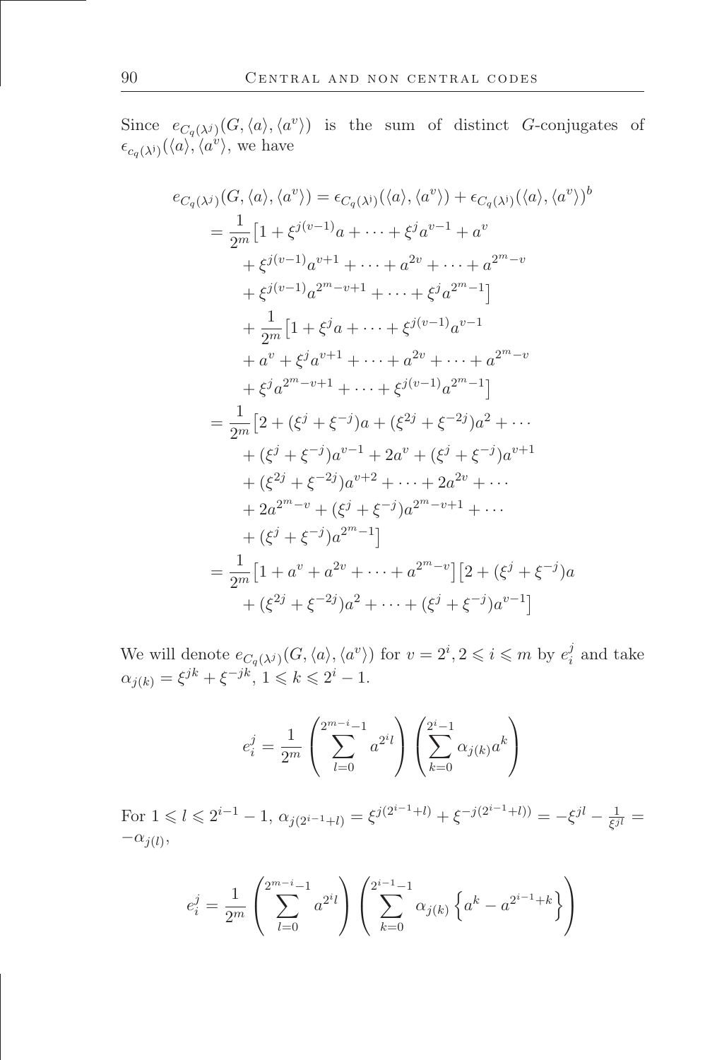Since $e_{C_q(\lambda^j)}(G, \langle a\rangle, \langle a^v\rangle)$ is the sum of distinct $G$-conjugates of $\epsilon_{c_q(\lambda^j)}(\langle a\rangle, \langle a^v\rangle$, we have

$$
\begin{aligned}
e_{C_q(\lambda^j)}(G, \langle a\rangle, \langle a^v\rangle) &= \epsilon_{C_q(\lambda^j)}(\langle a\rangle, \langle a^v\rangle) + \epsilon_{C_q(\lambda^j)}(\langle a\rangle, \langle a^v\rangle)^b \\
&= \frac{1}{2^m}\big[1 + \xi^{j(v-1)}a + \cdots + \xi^j a^{v-1} + a^v \\
&\quad + \xi^{j(v-1)}a^{v+1} + \cdots + a^{2v} + \cdots + a^{2^m - v} \\
&\quad + \xi^{j(v-1)}a^{2^m-v+1} + \cdots + \xi^j a^{2^m-1}\big] \\
&\quad + \frac{1}{2^m}\big[1 + \xi^j a + \cdots + \xi^{j(v-1)}a^{v-1} \\
&\quad + a^v + \xi^j a^{v+1} + \cdots + a^{2v} + \cdots + a^{2^m-v} \\
&\quad + \xi^j a^{2^m-v+1} + \cdots + \xi^{j(v-1)}a^{2^m-1}\big] \\
&= \frac{1}{2^m}\big[2 + (\xi^j + \xi^{-j})a + (\xi^{2j} + \xi^{-2j})a^2 + \cdots \\
&\quad + (\xi^j + \xi^{-j})a^{v-1} + 2a^v + (\xi^j + \xi^{-j})a^{v+1} \\
&\quad + (\xi^{2j} + \xi^{-2j})a^{v+2} + \cdots + 2a^{2v} + \cdots \\
&\quad + 2a^{2^m-v} + (\xi^j + \xi^{-j})a^{2^m-v+1} + \cdots \\
&\quad + (\xi^j + \xi^{-j})a^{2^m-1}\big] \\
&= \frac{1}{2^m}\big[1 + a^v + a^{2v} + \cdots + a^{2^m-v}\big]\big[2 + (\xi^j + \xi^{-j})a \\
&\quad + (\xi^{2j} + \xi^{-2j})a^2 + \cdots + (\xi^j + \xi^{-j})a^{v-1}\big]
\end{aligned}
$$

We will denote $e_{C_q(\lambda^j)}(G, \langle a\rangle, \langle a^v\rangle)$ for $v = 2^i, 2 \leqslant i \leqslant m$ by $e_i^j$ and take $\alpha_{j(k)} = \xi^{jk} + \xi^{-jk}$, $1 \leqslant k \leqslant 2^i - 1$.

$$
e_i^j = \frac{1}{2^m}\left(\sum_{l=0}^{2^{m-i}-1} a^{2^i l}\right)\left(\sum_{k=0}^{2^i-1} \alpha_{j(k)} a^k\right)
$$

For $1 \leqslant l \leqslant 2^{i-1} - 1$, $\alpha_{j(2^{i-1}+l)} = \xi^{j(2^{i-1}+l)} + \xi^{-j(2^{i-1}+l))} = -\xi^{jl} - \frac{1}{\xi^{jl}} = -\alpha_{j(l)}$,

$$
e_i^j = \frac{1}{2^m}\left(\sum_{l=0}^{2^{m-i}-1} a^{2^i l}\right)\left(\sum_{k=0}^{2^{i-1}-1} \alpha_{j(k)}\left\{a^k - a^{2^{i-1}+k}\right\}\right)
$$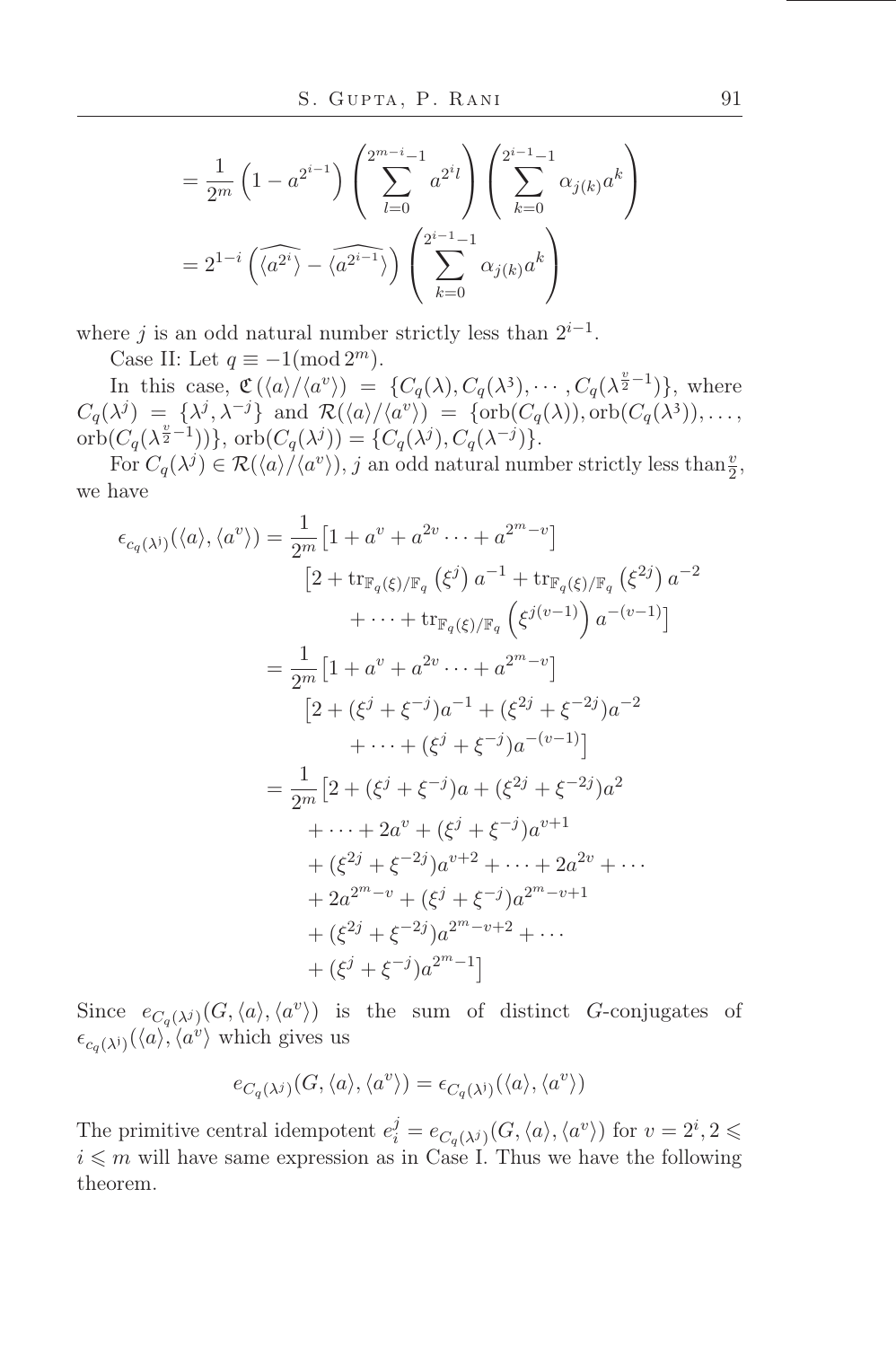$$
\begin{aligned}
&= \frac{1}{2^m}\left(1 - a^{2^{i-1}}\right)\left(\sum_{l=0}^{2^{m-i}-1} a^{2^i l}\right)\left(\sum_{k=0}^{2^{i-1}-1} \alpha_{j(k)} a^k\right) \\
&= 2^{1-i}\left(\widehat{\langle a^{2^i}\rangle} - \widehat{\langle a^{2^{i-1}}\rangle}\right)\left(\sum_{k=0}^{2^{i-1}-1} \alpha_{j(k)} a^k\right)
\end{aligned}
$$

where $j$ is an odd natural number strictly less than $2^{i-1}$.

Case II: Let $q \equiv -1 (\bmod 2^m)$.

In this case, $\mathfrak{C}(\langle a\rangle/\langle a^v\rangle) = \{C_q(\lambda), C_q(\lambda^3), \cdots, C_q(\lambda^{\frac{v}{2}-1})\}$, where $C_q(\lambda^j) = \{\lambda^j, \lambda^{-j}\}$ and $\mathcal{R}(\langle a\rangle/\langle a^v\rangle) = \{\mathrm{orb}(C_q(\lambda)), \mathrm{orb}(C_q(\lambda^3)), \ldots, \mathrm{orb}(C_q(\lambda^{\frac{v}{2}-1}))\}$, $\mathrm{orb}(C_q(\lambda^j)) = \{C_q(\lambda^j), C_q(\lambda^{-j})\}$.

For $C_q(\lambda^j) \in \mathcal{R}(\langle a\rangle/\langle a^v\rangle)$, $j$ an odd natural number strictly less than $\frac{v}{2}$, we have

$$
\begin{aligned}
\epsilon_{c_q(\lambda^j)}(\langle a\rangle, \langle a^v\rangle) &= \frac{1}{2^m}\left[1 + a^v + a^{2v} \cdots + a^{2^m - v}\right] \\
&\quad \left[2 + \mathrm{tr}_{\mathbb{F}_q(\xi)/\mathbb{F}_q}\left(\xi^j\right) a^{-1} + \mathrm{tr}_{\mathbb{F}_q(\xi)/\mathbb{F}_q}\left(\xi^{2j}\right) a^{-2}\right. \\
&\quad\quad \left. + \cdots + \mathrm{tr}_{\mathbb{F}_q(\xi)/\mathbb{F}_q}\left(\xi^{j(v-1)}\right) a^{-(v-1)}\right] \\
&= \frac{1}{2^m}\left[1 + a^v + a^{2v} \cdots + a^{2^m - v}\right] \\
&\quad \left[2 + (\xi^j + \xi^{-j})a^{-1} + (\xi^{2j} + \xi^{-2j})a^{-2}\right. \\
&\quad\quad \left. + \cdots + (\xi^j + \xi^{-j})a^{-(v-1)}\right] \\
&= \frac{1}{2^m}\left[2 + (\xi^j + \xi^{-j})a + (\xi^{2j} + \xi^{-2j})a^2\right. \\
&\quad + \cdots + 2a^v + (\xi^j + \xi^{-j})a^{v+1} \\
&\quad + (\xi^{2j} + \xi^{-2j})a^{v+2} + \cdots + 2a^{2v} + \cdots \\
&\quad + 2a^{2^m - v} + (\xi^j + \xi^{-j})a^{2^m - v + 1} \\
&\quad + (\xi^{2j} + \xi^{-2j})a^{2^m - v + 2} + \cdots \\
&\quad \left. + (\xi^j + \xi^{-j})a^{2^m - 1}\right]
\end{aligned}
$$

Since $e_{C_q(\lambda^j)}(G, \langle a\rangle, \langle a^v\rangle)$ is the sum of distinct $G$-conjugates of $\epsilon_{c_q(\lambda^j)}(\langle a\rangle, \langle a^v\rangle$ which gives us

$$
e_{C_q(\lambda^j)}(G, \langle a\rangle, \langle a^v\rangle) = \epsilon_{C_q(\lambda^j)}(\langle a\rangle, \langle a^v\rangle)
$$

The primitive central idempotent $e_i^j = e_{C_q(\lambda^j)}(G, \langle a\rangle, \langle a^v\rangle)$ for $v = 2^i, 2 \leqslant i \leqslant m$ will have same expression as in Case I. Thus we have the following theorem.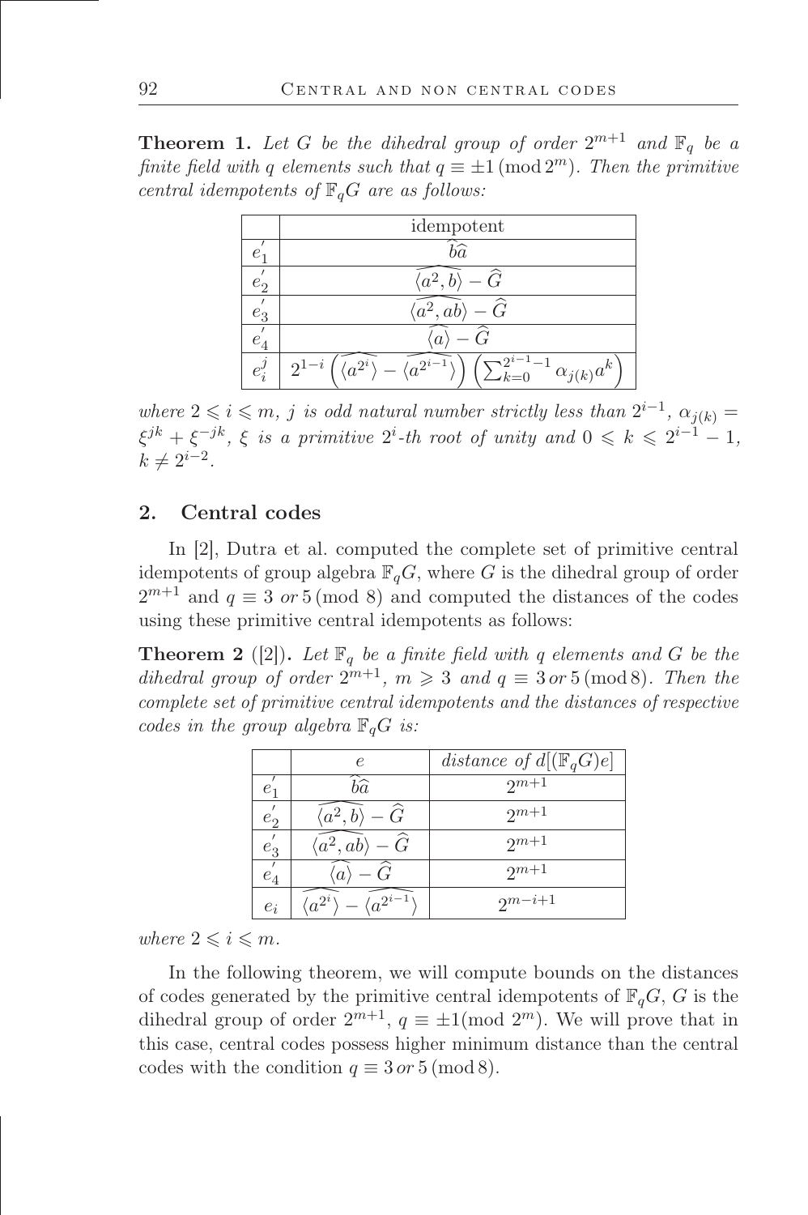**Theorem 1.** *Let $G$ be the dihedral group of order $2^{m+1}$ and $\mathbb{F}_q$ be a finite field with $q$ elements such that $q \equiv \pm 1 \,(\mathrm{mod}\, 2^m)$. Then the primitive central idempotents of $\mathbb{F}_q G$ are as follows:*

| | idempotent |
|---|---|
| $e_1^{'}$ | $\widehat{b}\widehat{a}$ |
| $e_2^{'}$ | $\widehat{\langle a^2, b\rangle} - \widehat{G}$ |
| $e_3^{'}$ | $\widehat{\langle a^2, ab\rangle} - \widehat{G}$ |
| $e_4^{'}$ | $\widehat{\langle a\rangle} - \widehat{G}$ |
| $e_i^{j}$ | $2^{1-i}\left(\widehat{\langle a^{2^i}\rangle} - \widehat{\langle a^{2^{i-1}}\rangle}\right)\left(\sum_{k=0}^{2^{i-1}-1} \alpha_{j(k)} a^k\right)$ |

*where $2 \leqslant i \leqslant m$, $j$ is odd natural number strictly less than $2^{i-1}$, $\alpha_{j(k)} = \xi^{jk} + \xi^{-jk}$, $\xi$ is a primitive $2^i$-th root of unity and $0 \leqslant k \leqslant 2^{i-1} - 1$, $k \neq 2^{i-2}$.*

## 2. Central codes

In [2], Dutra et al. computed the complete set of primitive central idempotents of group algebra $\mathbb{F}_q G$, where $G$ is the dihedral group of order $2^{m+1}$ and $q \equiv 3$ *or* $5 \,(\mathrm{mod}\ 8)$ and computed the distances of the codes using these primitive central idempotents as follows:

**Theorem 2** ([2])**.** *Let $\mathbb{F}_q$ be a finite field with $q$ elements and $G$ be the dihedral group of order $2^{m+1}$, $m \geqslant 3$ and $q \equiv 3\, or\, 5 \,(\mathrm{mod}\, 8)$. Then the complete set of primitive central idempotents and the distances of respective codes in the group algebra $\mathbb{F}_q G$ is:*

| | $e$ | *distance of* $d[(\mathbb{F}_q G)e]$ |
|---|---|---|
| $e_1^{'}$ | $\widehat{b}\widehat{a}$ | $2^{m+1}$ |
| $e_2^{'}$ | $\widehat{\langle a^2, b\rangle} - \widehat{G}$ | $2^{m+1}$ |
| $e_3^{'}$ | $\widehat{\langle a^2, ab\rangle} - \widehat{G}$ | $2^{m+1}$ |
| $e_4^{'}$ | $\widehat{\langle a\rangle} - \widehat{G}$ | $2^{m+1}$ |
| $e_i$ | $\widehat{\langle a^{2^i}\rangle} - \widehat{\langle a^{2^{i-1}}\rangle}$ | $2^{m-i+1}$ |

*where $2 \leqslant i \leqslant m$.*

In the following theorem, we will compute bounds on the distances of codes generated by the primitive central idempotents of $\mathbb{F}_q G$, $G$ is the dihedral group of order $2^{m+1}$, $q \equiv \pm 1 (\mathrm{mod}\ 2^m)$. We will prove that in this case, central codes possess higher minimum distance than the central codes with the condition $q \equiv 3\, or\, 5 \,(\mathrm{mod}\, 8)$.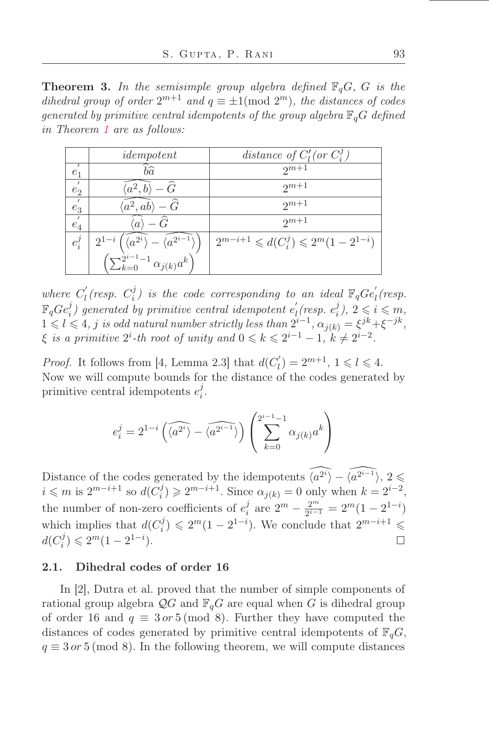**Theorem 3.** *In the semisimple group algebra defined $\mathbb{F}_qG$, $G$ is the dihedral group of order $2^{m+1}$ and $q \equiv \pm 1 (\bmod\ 2^m)$, the distances of codes generated by primitive central idempotents of the group algebra $\mathbb{F}_qG$ defined in Theorem 1 are as follows:*

| | *idempotent* | *distance of $C_l'$(or $C_i^j$)* |
|---|---|---|
| $e_1^{'}$ | $\widehat{b}\widehat{a}$ | $2^{m+1}$ |
| $e_2^{'}$ | $\widehat{\langle a^2, b\rangle} - \widehat{G}$ | $2^{m+1}$ |
| $e_3^{'}$ | $\widehat{\langle a^2, ab\rangle} - \widehat{G}$ | $2^{m+1}$ |
| $e_4^{'}$ | $\widehat{\langle a\rangle} - \widehat{G}$ | $2^{m+1}$ |
| $e_i^j$ | $2^{1-i}\left(\widehat{\langle a^{2^i}\rangle} - \widehat{\langle a^{2^{i-1}}\rangle}\right)$ $\left(\sum_{k=0}^{2^{i-1}-1} \alpha_{j(k)} a^k\right)$ | $2^{m-i+1} \leqslant d(C_i^j) \leqslant 2^m(1-2^{1-i})$ |

*where $C_l^{'}$(resp. $C_i^j$) is the code corresponding to an ideal $\mathbb{F}_qGe_l^{'}$(resp. $\mathbb{F}_qGe_i^j$) generated by primitive central idempotent $e_l^{'}$(resp. $e_i^j$), $2 \leqslant i \leqslant m$, $1 \leqslant l \leqslant 4$, $j$ is odd natural number strictly less than $2^{i-1}$, $\alpha_{j(k)} = \xi^{jk} + \xi^{-jk}$, $\xi$ is a primitive $2^i$-th root of unity and $0 \leqslant k \leqslant 2^{i-1} - 1$, $k \neq 2^{i-2}$.*

*Proof.* It follows from [4, Lemma 2.3] that $d(C_l^{'}) = 2^{m+1}$, $1 \leqslant l \leqslant 4$. Now we will compute bounds for the distance of the codes generated by primitive central idempotents $e_i^j$.

$$e_i^j = 2^{1-i}\left(\widehat{\langle a^{2^i}\rangle} - \widehat{\langle a^{2^{i-1}}\rangle}\right)\left(\sum_{k=0}^{2^{i-1}-1} \alpha_{j(k)} a^k\right)$$

Distance of the codes generated by the idempotents $\widehat{\langle a^{2^i}\rangle} - \widehat{\langle a^{2^{i-1}}\rangle}$, $2 \leqslant i \leqslant m$ is $2^{m-i+1}$ so $d(C_i^j) \geqslant 2^{m-i+1}$. Since $\alpha_{j(k)} = 0$ only when $k = 2^{i-2}$, the number of non-zero coefficients of $e_i^j$ are $2^m - \frac{2^m}{2^{i-1}} = 2^m(1 - 2^{1-i})$ which implies that $d(C_i^j) \leqslant 2^m(1 - 2^{1-i})$. We conclude that $2^{m-i+1} \leqslant d(C_i^j) \leqslant 2^m(1 - 2^{1-i})$. □

### 2.1. Dihedral codes of order 16

In [2], Dutra et al. proved that the number of simple components of rational group algebra $\mathcal{Q}G$ and $\mathbb{F}_qG$ are equal when $G$ is dihedral group of order 16 and $q \equiv 3\, or\, 5 \,(\bmod\ 8)$. Further they have computed the distances of codes generated by primitive central idempotents of $\mathbb{F}_qG$, $q \equiv 3\, or\, 5\, (\bmod\ 8)$. In the following theorem, we will compute distances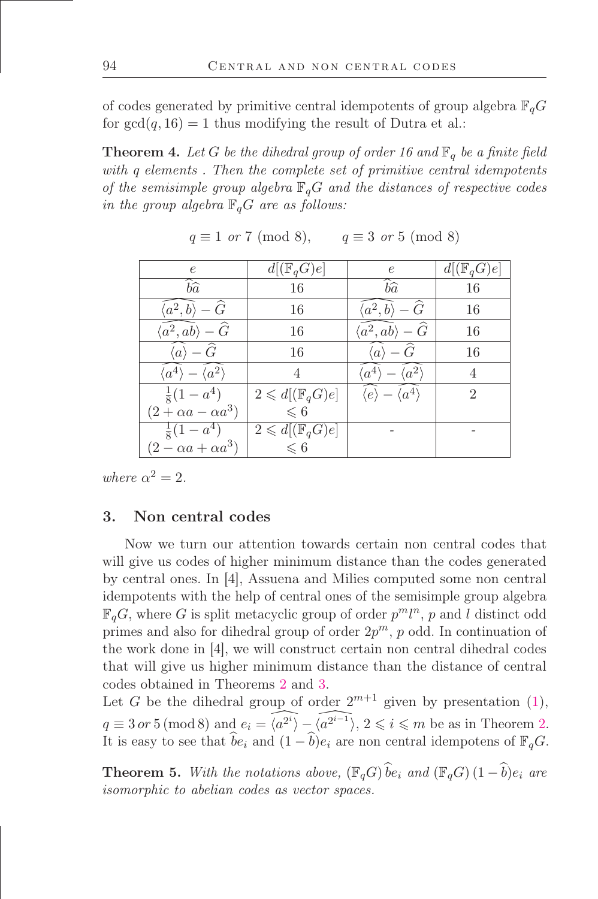of codes generated by primitive central idempotents of group algebra $\mathbb{F}_qG$ for $\gcd(q, 16) = 1$ thus modifying the result of Dutra et al.:

**Theorem 4.** *Let $G$ be the dihedral group of order 16 and $\mathbb{F}_q$ be a finite field with $q$ elements . Then the complete set of primitive central idempotents of the semisimple group algebra $\mathbb{F}_qG$ and the distances of respective codes in the group algebra $\mathbb{F}_qG$ are as follows:*

| $q \equiv 1$ *or* $7 \pmod 8$, | | $q \equiv 3$ *or* $5 \pmod 8$ | |
|---|---|---|---|
| $e$ | $d[(\mathbb{F}_qG)e]$ | $e$ | $d[(\mathbb{F}_qG)e]$ |
| $\widehat{b}\widehat{a}$ | 16 | $\widehat{b}\widehat{a}$ | 16 |
| $\widehat{\langle a^2, b\rangle} - \widehat{G}$ | 16 | $\widehat{\langle a^2, b\rangle} - \widehat{G}$ | 16 |
| $\widehat{\langle a^2, ab\rangle} - \widehat{G}$ | 16 | $\widehat{\langle a^2, ab\rangle} - \widehat{G}$ | 16 |
| $\widehat{\langle a\rangle} - \widehat{G}$ | 16 | $\widehat{\langle a\rangle} - \widehat{G}$ | 16 |
| $\widehat{\langle a^4\rangle} - \widehat{\langle a^2\rangle}$ | 4 | $\widehat{\langle a^4\rangle} - \widehat{\langle a^2\rangle}$ | 4 |
| $\frac{1}{8}(1-a^4)(2+\alpha a-\alpha a^3)$ | $2 \leqslant d[(\mathbb{F}_qG)e] \leqslant 6$ | $\widehat{\langle e\rangle} - \widehat{\langle a^4\rangle}$ | 2 |
| $\frac{1}{8}(1-a^4)(2-\alpha a+\alpha a^3)$ | $2 \leqslant d[(\mathbb{F}_qG)e] \leqslant 6$ | - | - |

*where $\alpha^2 = 2$.*

## 3. Non central codes

Now we turn our attention towards certain non central codes that will give us codes of higher minimum distance than the codes generated by central ones. In [4], Assuena and Milies computed some non central idempotents with the help of central ones of the semisimple group algebra $\mathbb{F}_qG$, where $G$ is split metacyclic group of order $p^m l^n$, $p$ and $l$ distinct odd primes and also for dihedral group of order $2p^m$, $p$ odd. In continuation of the work done in [4], we will construct certain non central dihedral codes that will give us higher minimum distance than the distance of central codes obtained in Theorems 2 and 3.

Let $G$ be the dihedral group of order $2^{m+1}$ given by presentation (1), $q \equiv 3\, or\, 5 \pmod 8$ and $e_i = \widehat{\langle a^{2^i}\rangle} - \widehat{\langle a^{2^{i-1}}\rangle}$, $2 \leqslant i \leqslant m$ be as in Theorem 2. It is easy to see that $\widehat{b}e_i$ and $(1-\widehat{b})e_i$ are non central idempotens of $\mathbb{F}_qG$.

**Theorem 5.** *With the notations above, $(\mathbb{F}_qG)\,\widehat{b}e_i$ and $(\mathbb{F}_qG)\,(1-\widehat{b})e_i$ are isomorphic to abelian codes as vector spaces.*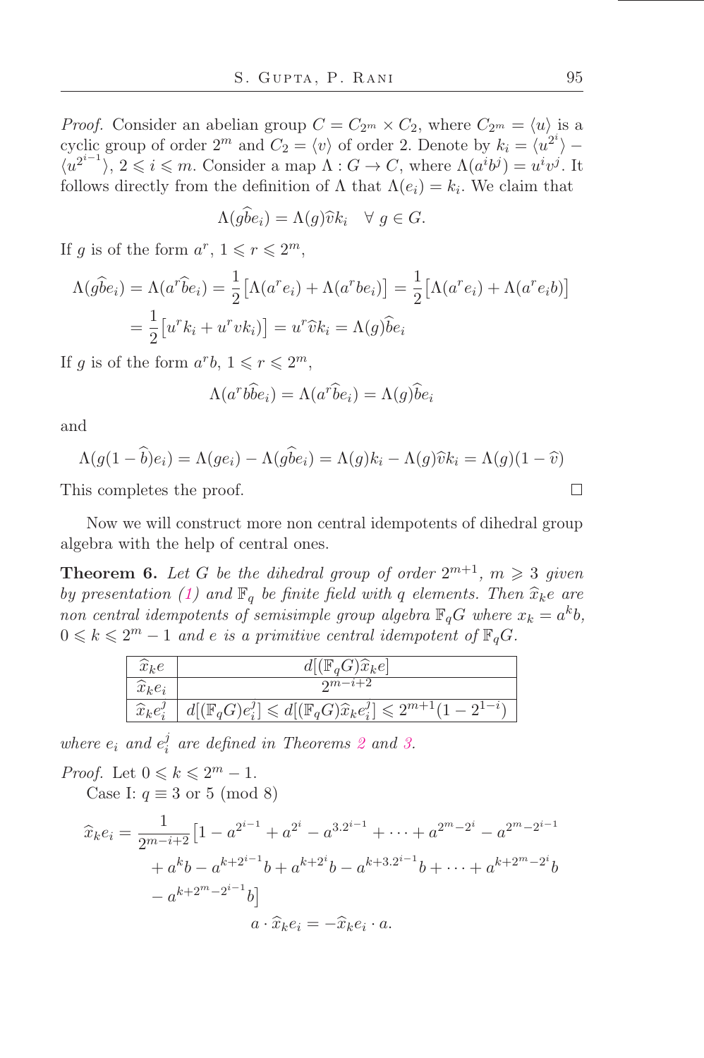*Proof.* Consider an abelian group $C = C_{2^m} \times C_2$, where $C_{2^m} = \langle u \rangle$ is a cyclic group of order $2^m$ and $C_2 = \langle v \rangle$ of order 2. Denote by $k_i = \langle u^{2^i} \rangle - \langle u^{2^{i-1}} \rangle$, $2 \leqslant i \leqslant m$. Consider a map $\Lambda : G \to C$, where $\Lambda(a^i b^j) = u^i v^j$. It follows directly from the definition of $\Lambda$ that $\Lambda(e_i) = k_i$. We claim that

$$\Lambda(g\widehat{b}e_i) = \Lambda(g)\widehat{v}k_i \quad \forall\ g \in G.$$

If $g$ is of the form $a^r$, $1 \leqslant r \leqslant 2^m$,

$$\begin{aligned}\Lambda(g\widehat{b}e_i) = \Lambda(a^r\widehat{b}e_i) &= \frac{1}{2}\big[\Lambda(a^r e_i) + \Lambda(a^r b e_i)\big] = \frac{1}{2}\big[\Lambda(a^r e_i) + \Lambda(a^r e_i b)\big] \\ &= \frac{1}{2}\big[u^r k_i + u^r v k_i)\big] = u^r \widehat{v} k_i = \Lambda(g)\widehat{b}e_i\end{aligned}$$

If $g$ is of the form $a^r b$, $1 \leqslant r \leqslant 2^m$,

$$\Lambda(a^r b\widehat{b}e_i) = \Lambda(a^r\widehat{b}e_i) = \Lambda(g)\widehat{b}e_i$$

and

$$\Lambda(g(1-\widehat{b})e_i) = \Lambda(ge_i) - \Lambda(g\widehat{b}e_i) = \Lambda(g)k_i - \Lambda(g)\widehat{v}k_i = \Lambda(g)(1-\widehat{v})$$

This completes the proof. □

Now we will construct more non central idempotents of dihedral group algebra with the help of central ones.

**Theorem 6.** *Let $G$ be the dihedral group of order $2^{m+1}$, $m \geqslant 3$ given by presentation (1) and $\mathbb{F}_q$ be finite field with $q$ elements. Then $\widehat{x}_k e$ are non central idempotents of semisimple group algebra $\mathbb{F}_q G$ where $x_k = a^k b$, $0 \leqslant k \leqslant 2^m - 1$ and $e$ is a primitive central idempotent of $\mathbb{F}_q G$.*

| $\widehat{x}_k e$ | $d[(\mathbb{F}_q G)\widehat{x}_k e]$ |
|---|---|
| $\widehat{x}_k e_i$ | $2^{m-i+2}$ |
| $\widehat{x}_k e_i^j$ | $d[(\mathbb{F}_q G)e_i^j] \leqslant d[(\mathbb{F}_q G)\widehat{x}_k e_i^j] \leqslant 2^{m+1}(1-2^{1-i})$ |

*where $e_i$ and $e_i^j$ are defined in Theorems 2 and 3.*

*Proof.* Let $0 \leqslant k \leqslant 2^m - 1$.

Case I: $q \equiv 3$ or $5 \pmod 8$

$$\begin{aligned}\widehat{x}_k e_i = \frac{1}{2^{m-i+2}}\big[&1 - a^{2^{i-1}} + a^{2^i} - a^{3.2^{i-1}} + \cdots + a^{2^m - 2^i} - a^{2^m - 2^{i-1}} \\ &+ a^k b - a^{k+2^{i-1}}b + a^{k+2^i}b - a^{k+3.2^{i-1}}b + \cdots + a^{k+2^m-2^i}b \\ &- a^{k+2^m-2^{i-1}}b\big] \\ &\qquad a \cdot \widehat{x}_k e_i = -\widehat{x}_k e_i \cdot a.\end{aligned}$$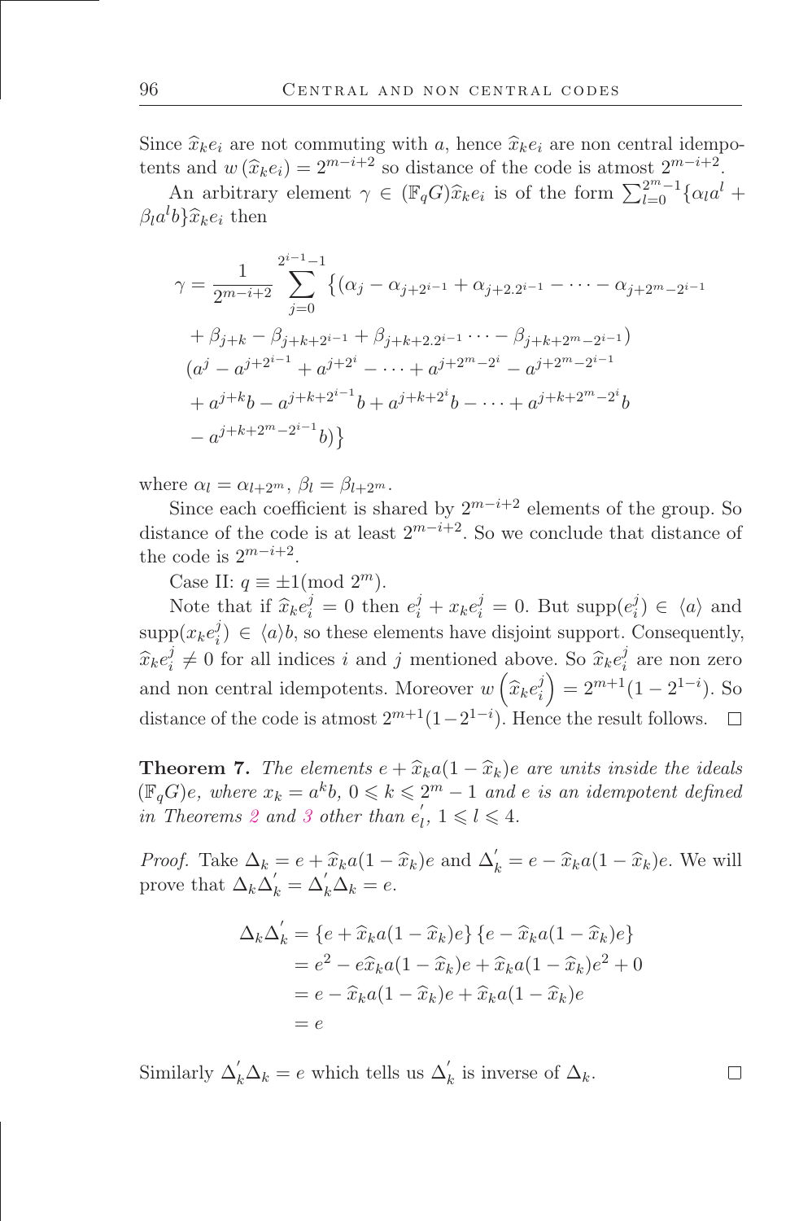Since $\widehat{x}_k e_i$ are not commuting with $a$, hence $\widehat{x}_k e_i$ are non central idempotents and $w(\widehat{x}_k e_i) = 2^{m-i+2}$ so distance of the code is atmost $2^{m-i+2}$.

An arbitrary element $\gamma \in (\mathbb{F}_q G)\widehat{x}_k e_i$ is of the form $\sum_{l=0}^{2^m-1}\{\alpha_l a^l + \beta_l a^l b\}\widehat{x}_k e_i$ then

$$
\begin{aligned}
\gamma = \frac{1}{2^{m-i+2}} \sum_{j=0}^{2^{i-1}-1} \big\{ & (\alpha_j - \alpha_{j+2^{i-1}} + \alpha_{j+2.2^{i-1}} - \cdots - \alpha_{j+2^m-2^{i-1}} \\
& + \beta_{j+k} - \beta_{j+k+2^{i-1}} + \beta_{j+k+2.2^{i-1}} \cdots - \beta_{j+k+2^m-2^{i-1}}) \\
& (a^j - a^{j+2^{i-1}} + a^{j+2^i} - \cdots + a^{j+2^m-2^i} - a^{j+2^m-2^{i-1}} \\
& + a^{j+k}b - a^{j+k+2^{i-1}}b + a^{j+k+2^i}b - \cdots + a^{j+k+2^m-2^i}b \\
& - a^{j+k+2^m-2^{i-1}}b) \big\}
\end{aligned}
$$

where $\alpha_l = \alpha_{l+2^m}$, $\beta_l = \beta_{l+2^m}$.

Since each coefficient is shared by $2^{m-i+2}$ elements of the group. So distance of the code is at least $2^{m-i+2}$. So we conclude that distance of the code is $2^{m-i+2}$.

Case II: $q \equiv \pm 1 (\text{mod } 2^m)$.

Note that if $\widehat{x}_k e_i^j = 0$ then $e_i^j + x_k e_i^j = 0$. But $\text{supp}(e_i^j) \in \langle a \rangle$ and $\text{supp}(x_k e_i^j) \in \langle a \rangle b$, so these elements have disjoint support. Consequently, $\widehat{x}_k e_i^j \neq 0$ for all indices $i$ and $j$ mentioned above. So $\widehat{x}_k e_i^j$ are non zero and non central idempotents. Moreover $w\left(\widehat{x}_k e_i^j\right) = 2^{m+1}(1 - 2^{1-i})$. So distance of the code is atmost $2^{m+1}(1-2^{1-i})$. Hence the result follows. □

**Theorem 7.** *The elements $e + \widehat{x}_k a(1 - \widehat{x}_k)e$ are units inside the ideals $(\mathbb{F}_q G)e$, where $x_k = a^k b$, $0 \leqslant k \leqslant 2^m - 1$ and $e$ is an idempotent defined in Theorems 2 and 3 other than $e_l^{'}$, $1 \leqslant l \leqslant 4$.*

*Proof.* Take $\Delta_k = e + \widehat{x}_k a(1 - \widehat{x}_k)e$ and $\Delta_k^{'} = e - \widehat{x}_k a(1 - \widehat{x}_k)e$. We will prove that $\Delta_k \Delta_k^{'} = \Delta_k^{'} \Delta_k = e$.

$$
\begin{aligned}
\Delta_k \Delta_k^{'} &= \{e + \widehat{x}_k a(1 - \widehat{x}_k)e\}\{e - \widehat{x}_k a(1 - \widehat{x}_k)e\} \\
&= e^2 - e\widehat{x}_k a(1 - \widehat{x}_k)e + \widehat{x}_k a(1 - \widehat{x}_k)e^2 + 0 \\
&= e - \widehat{x}_k a(1 - \widehat{x}_k)e + \widehat{x}_k a(1 - \widehat{x}_k)e \\
&= e
\end{aligned}
$$

Similarly $\Delta_k^{'} \Delta_k = e$ which tells us $\Delta_k^{'}$ is inverse of $\Delta_k$. □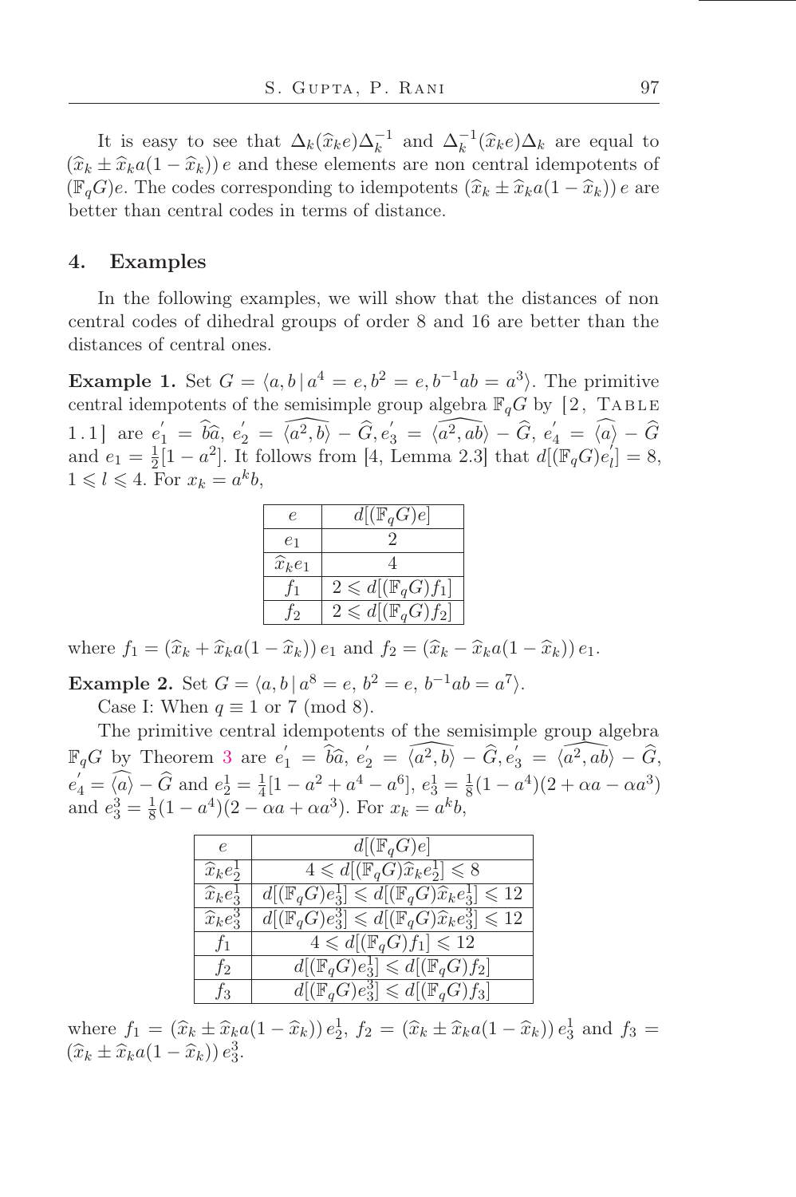It is easy to see that $\Delta_k(\widehat{x}_k e)\Delta_k^{-1}$ and $\Delta_k^{-1}(\widehat{x}_k e)\Delta_k$ are equal to $(\widehat{x}_k \pm \widehat{x}_k a(1-\widehat{x}_k))\, e$ and these elements are non central idempotents of $(\mathbb{F}_q G)e$. The codes corresponding to idempotents $(\widehat{x}_k \pm \widehat{x}_k a(1-\widehat{x}_k))\, e$ are better than central codes in terms of distance.

## 4. Examples

In the following examples, we will show that the distances of non central codes of dihedral groups of order 8 and 16 are better than the distances of central ones.

**Example 1.** Set $G = \langle a, b \,|\, a^4 = e, b^2 = e, b^{-1}ab = a^3\rangle$. The primitive central idempotents of the semisimple group algebra $\mathbb{F}_q G$ by [2, Table 1.1] are $e_1^{'} = \widehat{b}\widehat{a}$, $e_2^{'} = \widehat{\langle a^2, b\rangle} - \widehat{G}$, $e_3^{'} = \widehat{\langle a^2, ab\rangle} - \widehat{G}$, $e_4^{'} = \widehat{\langle a\rangle} - \widehat{G}$ and $e_1 = \frac{1}{2}[1 - a^2]$. It follows from [4, Lemma 2.3] that $d[(\mathbb{F}_q G)e_l^{'}] = 8$, $1 \leqslant l \leqslant 4$. For $x_k = a^k b$,

| $e$ | $d[(\mathbb{F}_q G)e]$ |
|---|---|
| $e_1$ | 2 |
| $\widehat{x}_k e_1$ | 4 |
| $f_1$ | $2 \leqslant d[(\mathbb{F}_q G)f_1]$ |
| $f_2$ | $2 \leqslant d[(\mathbb{F}_q G)f_2]$ |

where $f_1 = (\widehat{x}_k + \widehat{x}_k a(1-\widehat{x}_k))\, e_1$ and $f_2 = (\widehat{x}_k - \widehat{x}_k a(1-\widehat{x}_k))\, e_1$.

**Example 2.** Set $G = \langle a, b \,|\, a^8 = e,\ b^2 = e,\ b^{-1}ab = a^7\rangle$.

Case I: When $q \equiv 1$ or $7 \pmod 8$.

The primitive central idempotents of the semisimple group algebra $\mathbb{F}_q G$ by Theorem 3 are $e_1^{'} = \widehat{b}\widehat{a}$, $e_2^{'} = \widehat{\langle a^2, b\rangle} - \widehat{G}$, $e_3^{'} = \widehat{\langle a^2, ab\rangle} - \widehat{G}$, $e_4^{'} = \widehat{\langle a\rangle} - \widehat{G}$ and $e_2^1 = \frac{1}{4}[1 - a^2 + a^4 - a^6]$, $e_3^1 = \frac{1}{8}(1-a^4)(2 + \alpha a - \alpha a^3)$ and $e_3^3 = \frac{1}{8}(1-a^4)(2 - \alpha a + \alpha a^3)$. For $x_k = a^k b$,

| $e$ | $d[(\mathbb{F}_q G)e]$ |
|---|---|
| $\widehat{x}_k e_2^1$ | $4 \leqslant d[(\mathbb{F}_q G)\widehat{x}_k e_2^1] \leqslant 8$ |
| $\widehat{x}_k e_3^1$ | $d[(\mathbb{F}_q G)e_3^1] \leqslant d[(\mathbb{F}_q G)\widehat{x}_k e_3^1] \leqslant 12$ |
| $\widehat{x}_k e_3^3$ | $d[(\mathbb{F}_q G)e_3^3] \leqslant d[(\mathbb{F}_q G)\widehat{x}_k e_3^3] \leqslant 12$ |
| $f_1$ | $4 \leqslant d[(\mathbb{F}_q G)f_1] \leqslant 12$ |
| $f_2$ | $d[(\mathbb{F}_q G)e_3^1] \leqslant d[(\mathbb{F}_q G)f_2]$ |
| $f_3$ | $d[(\mathbb{F}_q G)e_3^3] \leqslant d[(\mathbb{F}_q G)f_3]$ |

where $f_1 = (\widehat{x}_k \pm \widehat{x}_k a(1-\widehat{x}_k))\, e_2^1$, $f_2 = (\widehat{x}_k \pm \widehat{x}_k a(1-\widehat{x}_k))\, e_3^1$ and $f_3 = (\widehat{x}_k \pm \widehat{x}_k a(1-\widehat{x}_k))\, e_3^3$.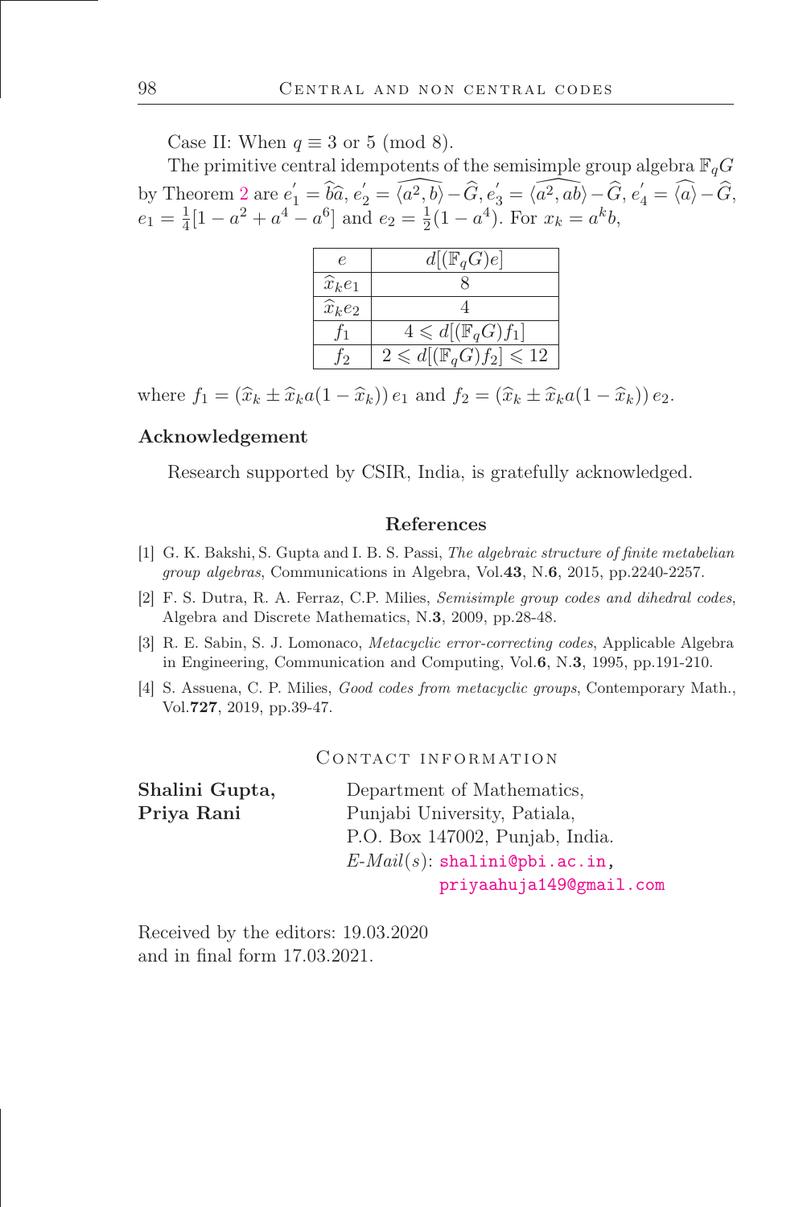Case II: When $q \equiv 3$ or $5 \pmod 8$.

The primitive central idempotents of the semisimple group algebra $\mathbb{F}_q G$ by Theorem 2 are $e_1' = \widehat{b}\widehat{a}$, $e_2' = \widehat{\langle a^2, b\rangle} - \widehat{G}$, $e_3' = \widehat{\langle a^2, ab\rangle} - \widehat{G}$, $e_4' = \widehat{\langle a\rangle} - \widehat{G}$, $e_1 = \frac{1}{4}[1 - a^2 + a^4 - a^6]$ and $e_2 = \frac{1}{2}(1 - a^4)$. For $x_k = a^k b$,

| $e$ | $d[(\mathbb{F}_q G)e]$ |
|---|---|
| $\widehat{x}_k e_1$ | 8 |
| $\widehat{x}_k e_2$ | 4 |
| $f_1$ | $4 \leqslant d[(\mathbb{F}_q G) f_1]$ |
| $f_2$ | $2 \leqslant d[(\mathbb{F}_q G) f_2] \leqslant 12$ |

where $f_1 = (\widehat{x}_k \pm \widehat{x}_k a(1 - \widehat{x}_k))\, e_1$ and $f_2 = (\widehat{x}_k \pm \widehat{x}_k a(1 - \widehat{x}_k))\, e_2$.

### Acknowledgement

Research supported by CSIR, India, is gratefully acknowledged.

## References

[1] G. K. Bakshi, S. Gupta and I. B. S. Passi, *The algebraic structure of finite metabelian group algebras*, Communications in Algebra, Vol.**43**, N.**6**, 2015, pp.2240-2257.

[2] F. S. Dutra, R. A. Ferraz, C.P. Milies, *Semisimple group codes and dihedral codes*, Algebra and Discrete Mathematics, N.**3**, 2009, pp.28-48.

[3] R. E. Sabin, S. J. Lomonaco, *Metacyclic error-correcting codes*, Applicable Algebra in Engineering, Communication and Computing, Vol.**6**, N.**3**, 1995, pp.191-210.

[4] S. Assuena, C. P. Milies, *Good codes from metacyclic groups*, Contemporary Math., Vol.**727**, 2019, pp.39-47.

## Contact information

**Shalini Gupta, Priya Rani**

Department of Mathematics,
Punjabi University, Patiala,
P.O. Box 147002, Punjab, India.
*E-Mail(s)*: shalini@pbi.ac.in,
priyaahuja149@gmail.com

Received by the editors: 19.03.2020
and in final form 17.03.2021.